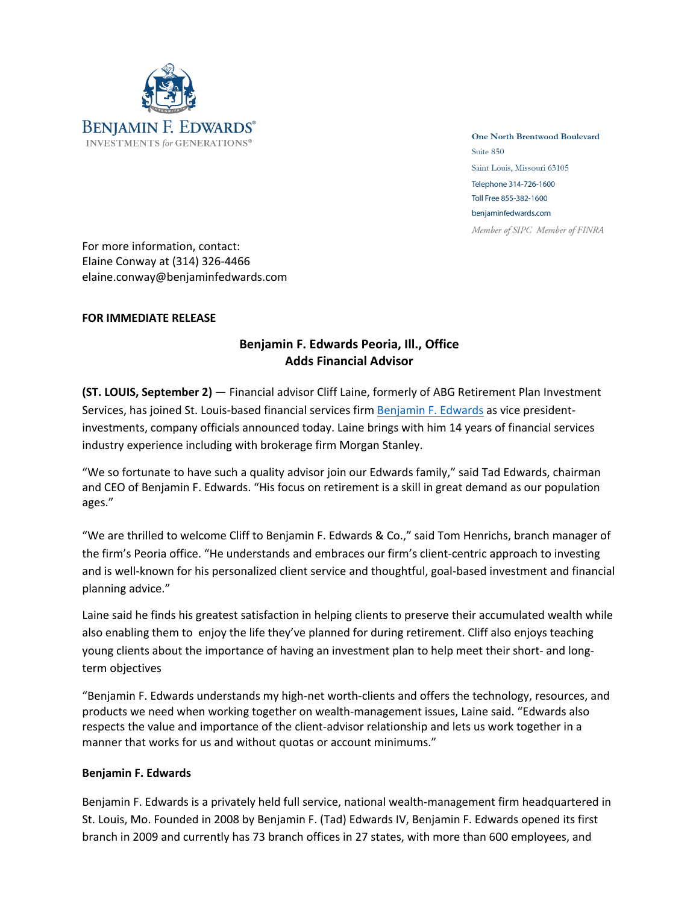BENJAMIN F. EDWARDS®
INVESTMENTS *for* GENERATIONS®

**One North Brentwood Boulevard**
Suite 850
Saint Louis, Missouri 63105
Telephone 314-726-1600
Toll Free 855-382-1600
benjaminfedwards.com
*Member of SIPC Member of FINRA*

For more information, contact:
Elaine Conway at (314) 326-4466
elaine.conway@benjaminfedwards.com

**FOR IMMEDIATE RELEASE**

## Benjamin F. Edwards Peoria, Ill., Office Adds Financial Advisor

**(ST. LOUIS, September 2)** — Financial advisor Cliff Laine, formerly of ABG Retirement Plan Investment Services, has joined St. Louis-based financial services firm Benjamin F. Edwards as vice president-investments, company officials announced today. Laine brings with him 14 years of financial services industry experience including with brokerage firm Morgan Stanley.

"We so fortunate to have such a quality advisor join our Edwards family," said Tad Edwards, chairman and CEO of Benjamin F. Edwards. "His focus on retirement is a skill in great demand as our population ages."

"We are thrilled to welcome Cliff to Benjamin F. Edwards & Co.," said Tom Henrichs, branch manager of the firm's Peoria office. "He understands and embraces our firm's client-centric approach to investing and is well-known for his personalized client service and thoughtful, goal-based investment and financial planning advice."

Laine said he finds his greatest satisfaction in helping clients to preserve their accumulated wealth while also enabling them to enjoy the life they've planned for during retirement. Cliff also enjoys teaching young clients about the importance of having an investment plan to help meet their short- and long-term objectives

"Benjamin F. Edwards understands my high-net worth-clients and offers the technology, resources, and products we need when working together on wealth-management issues, Laine said. "Edwards also respects the value and importance of the client-advisor relationship and lets us work together in a manner that works for us and without quotas or account minimums."

**Benjamin F. Edwards**

Benjamin F. Edwards is a privately held full service, national wealth-management firm headquartered in St. Louis, Mo. Founded in 2008 by Benjamin F. (Tad) Edwards IV, Benjamin F. Edwards opened its first branch in 2009 and currently has 73 branch offices in 27 states, with more than 600 employees, and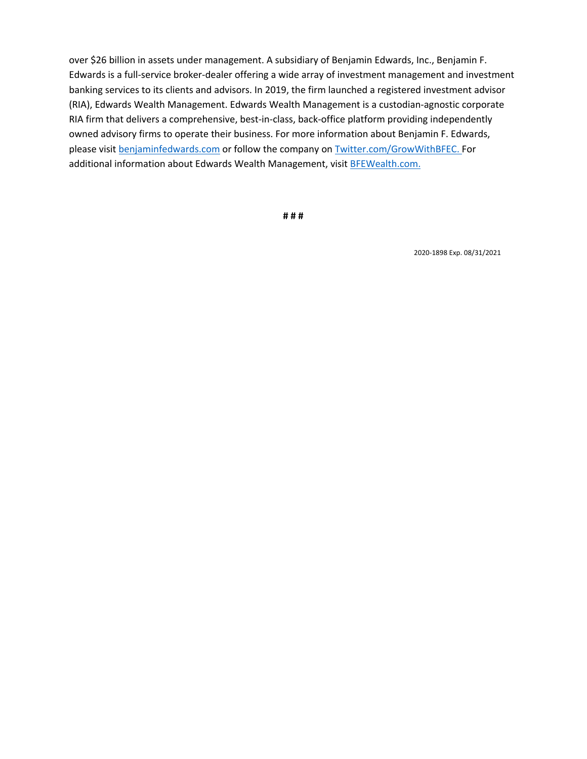over $26 billion in assets under management. A subsidiary of Benjamin Edwards, Inc., Benjamin F. Edwards is a full-service broker-dealer offering a wide array of investment management and investment banking services to its clients and advisors. In 2019, the firm launched a registered investment advisor (RIA), Edwards Wealth Management. Edwards Wealth Management is a custodian-agnostic corporate RIA firm that delivers a comprehensive, best-in-class, back-office platform providing independently owned advisory firms to operate their business. For more information about Benjamin F. Edwards, please visit benjaminfedwards.com or follow the company on Twitter.com/GrowWithBFEC. For additional information about Edwards Wealth Management, visit BFEWealth.com.

**# # #**

2020-1898 Exp. 08/31/2021